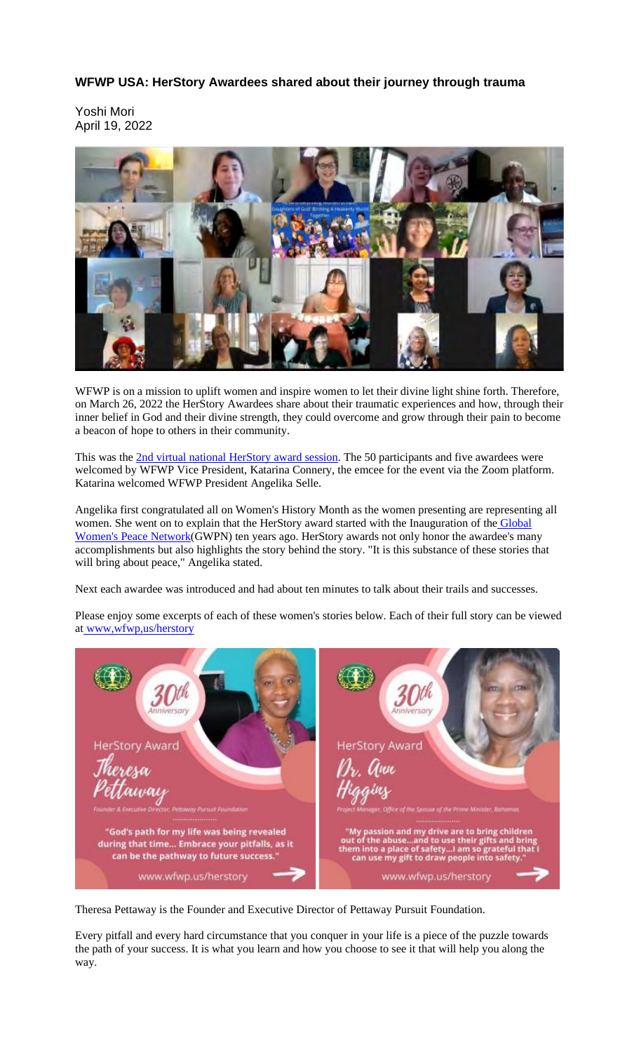# WFWP USA: HerStory Awardees shared about their journey through trauma

Yoshi Mori
April 19, 2022

WFWP is on a mission to uplift women and inspire women to let their divine light shine forth. Therefore, on March 26, 2022 the HerStory Awardees share about their traumatic experiences and how, through their inner belief in God and their divine strength, they could overcome and grow through their pain to become a beacon of hope to others in their community.

This was the 2nd virtual national HerStory award session. The 50 participants and five awardees were welcomed by WFWP Vice President, Katarina Connery, the emcee for the event via the Zoom platform. Katarina welcomed WFWP President Angelika Selle.

Angelika first congratulated all on Women's History Month as the women presenting are representing all women. She went on to explain that the HerStory award started with the Inauguration of the Global Women's Peace Network(GWPN) ten years ago. HerStory awards not only honor the awardee's many accomplishments but also highlights the story behind the story. "It is this substance of these stories that will bring about peace," Angelika stated.

Next each awardee was introduced and had about ten minutes to talk about their trails and successes.

Please enjoy some excerpts of each of these women's stories below. Each of their full story can be viewed at www,wfwp,us/herstory

Theresa Pettaway is the Founder and Executive Director of Pettaway Pursuit Foundation.

Every pitfall and every hard circumstance that you conquer in your life is a piece of the puzzle towards the path of your success. It is what you learn and how you choose to see it that will help you along the way.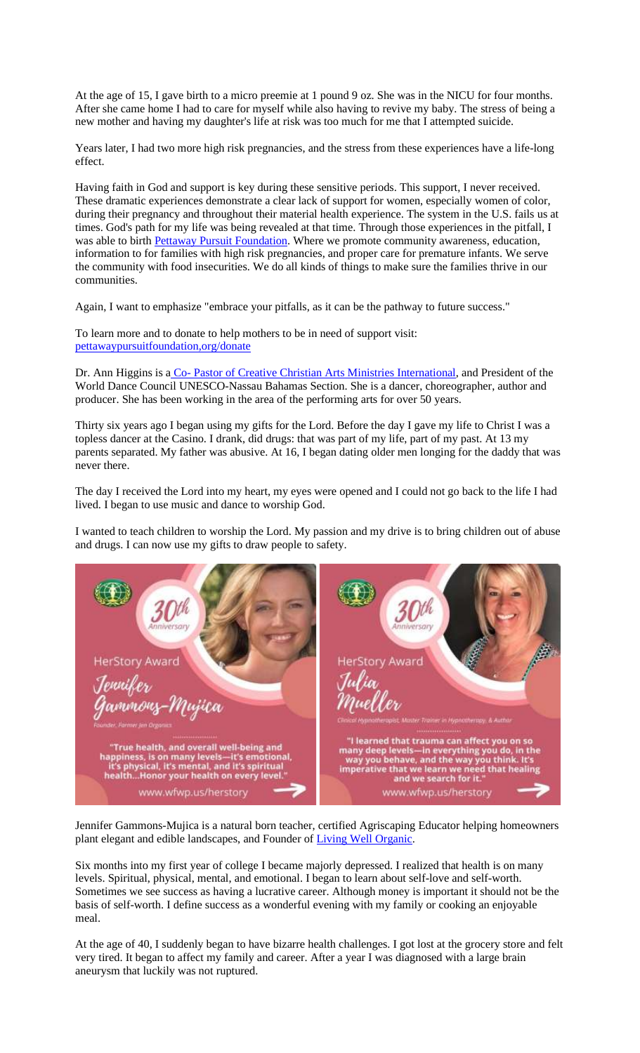At the age of 15, I gave birth to a micro preemie at 1 pound 9 oz. She was in the NICU for four months. After she came home I had to care for myself while also having to revive my baby. The stress of being a new mother and having my daughter's life at risk was too much for me that I attempted suicide.

Years later, I had two more high risk pregnancies, and the stress from these experiences have a life-long effect.

Having faith in God and support is key during these sensitive periods. This support, I never received. These dramatic experiences demonstrate a clear lack of support for women, especially women of color, during their pregnancy and throughout their material health experience. The system in the U.S. fails us at times. God's path for my life was being revealed at that time. Through those experiences in the pitfall, I was able to birth Pettaway Pursuit Foundation. Where we promote community awareness, education, information to for families with high risk pregnancies, and proper care for premature infants. We serve the community with food insecurities. We do all kinds of things to make sure the families thrive in our communities.

Again, I want to emphasize "embrace your pitfalls, as it can be the pathway to future success."

To learn more and to donate to help mothers to be in need of support visit:
pettawaypursuitfoundation,org/donate

Dr. Ann Higgins is a Co- Pastor of Creative Christian Arts Ministries International, and President of the World Dance Council UNESCO-Nassau Bahamas Section. She is a dancer, choreographer, author and producer. She has been working in the area of the performing arts for over 50 years.

Thirty six years ago I began using my gifts for the Lord. Before the day I gave my life to Christ I was a topless dancer at the Casino. I drank, did drugs: that was part of my life, part of my past. At 13 my parents separated. My father was abusive. At 16, I began dating older men longing for the daddy that was never there.

The day I received the Lord into my heart, my eyes were opened and I could not go back to the life I had lived. I began to use music and dance to worship God.

I wanted to teach children to worship the Lord. My passion and my drive is to bring children out of abuse and drugs. I can now use my gifts to draw people to safety.

30th Anniversary
HerStory Award
Jennifer Gammons-Mujica
Founder, Farmer Jen Organics
"True health, and overall well-being and happiness, is on many levels—it's emotional, it's physical, it's mental, and it's spiritual health...Honor your health on every level."
www.wfwp.us/herstory

30th Anniversary
HerStory Award
Julia Mueller
Clinical Hypnotherapist, Master Trainer in Hypnotherapy, & Author
"I learned that trauma can affect you on so many deep levels—in everything you do, in the way you behave, and the way you think. It's imperative that we learn we need that healing and we search for it."
www.wfwp.us/herstory

Jennifer Gammons-Mujica is a natural born teacher, certified Agriscaping Educator helping homeowners plant elegant and edible landscapes, and Founder of Living Well Organic.

Six months into my first year of college I became majorly depressed. I realized that health is on many levels. Spiritual, physical, mental, and emotional. I began to learn about self-love and self-worth. Sometimes we see success as having a lucrative career. Although money is important it should not be the basis of self-worth. I define success as a wonderful evening with my family or cooking an enjoyable meal.

At the age of 40, I suddenly began to have bizarre health challenges. I got lost at the grocery store and felt very tired. It began to affect my family and career. After a year I was diagnosed with a large brain aneurysm that luckily was not ruptured.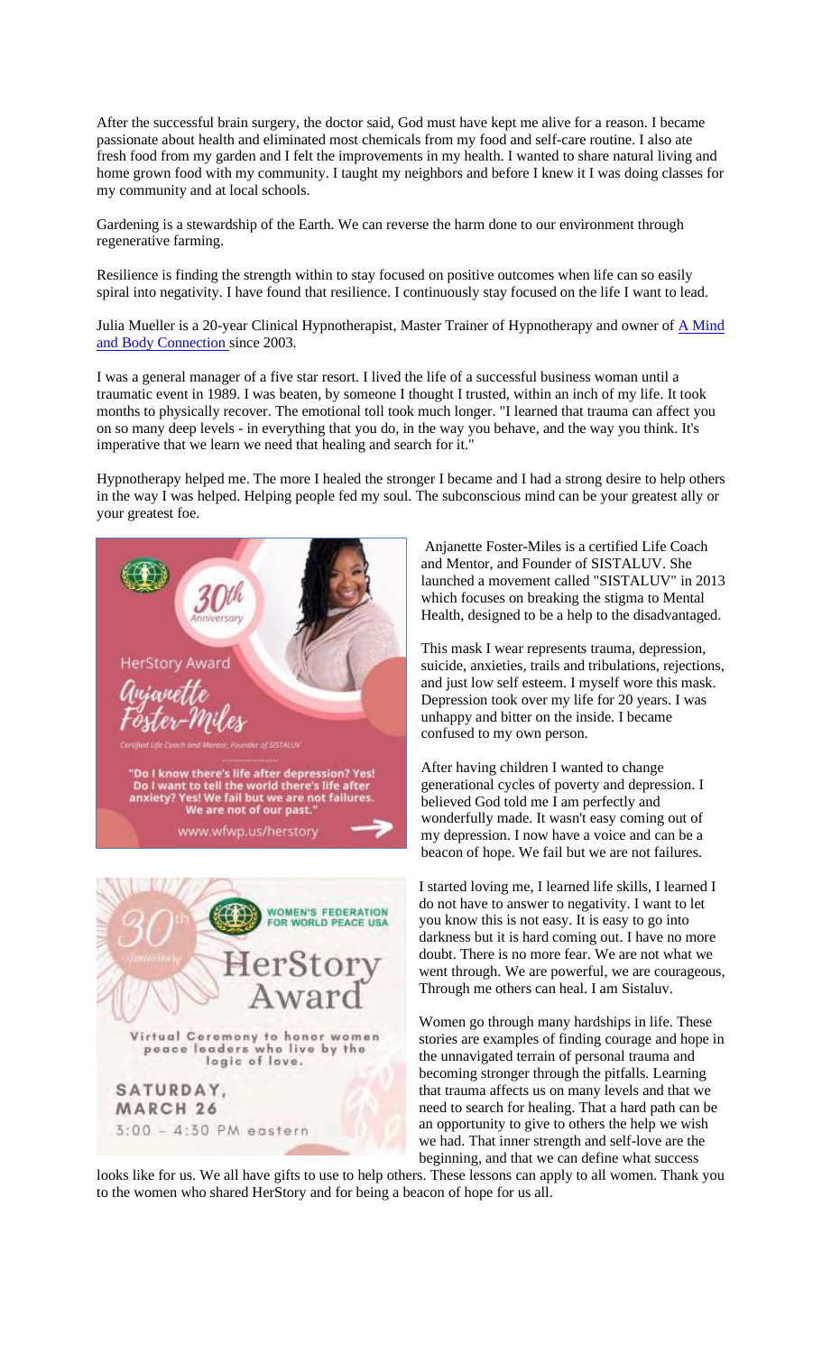After the successful brain surgery, the doctor said, God must have kept me alive for a reason. I became passionate about health and eliminated most chemicals from my food and self-care routine. I also ate fresh food from my garden and I felt the improvements in my health. I wanted to share natural living and home grown food with my community. I taught my neighbors and before I knew it I was doing classes for my community and at local schools.

Gardening is a stewardship of the Earth. We can reverse the harm done to our environment through regenerative farming.

Resilience is finding the strength within to stay focused on positive outcomes when life can so easily spiral into negativity. I have found that resilience. I continuously stay focused on the life I want to lead.

Julia Mueller is a 20-year Clinical Hypnotherapist, Master Trainer of Hypnotherapy and owner of A Mind and Body Connection since 2003.

I was a general manager of a five star resort. I lived the life of a successful business woman until a traumatic event in 1989. I was beaten, by someone I thought I trusted, within an inch of my life. It took months to physically recover. The emotional toll took much longer. "I learned that trauma can affect you on so many deep levels - in everything that you do, in the way you behave, and the way you think. It's imperative that we learn we need that healing and search for it."

Hypnotherapy helped me. The more I healed the stronger I became and I had a strong desire to help others in the way I was helped. Helping people fed my soul. The subconscious mind can be your greatest ally or your greatest foe.

30th Anniversary

HerStory Award

Anjanette Foster-Miles

Certified Life Coach and Mentor, Founder of SISTALUV

"Do I know there's life after depression? Yes! Do I want to tell the world there's life after anxiety? Yes! We fail but we are not failures. We are not of our past."

www.wfwp.us/herstory

Anjanette Foster-Miles is a certified Life Coach and Mentor, and Founder of SISTALUV. She launched a movement called "SISTALUV" in 2013 which focuses on breaking the stigma to Mental Health, designed to be a help to the disadvantaged.

This mask I wear represents trauma, depression, suicide, anxieties, trails and tribulations, rejections, and just low self esteem. I myself wore this mask. Depression took over my life for 20 years. I was unhappy and bitter on the inside. I became confused to my own person.

After having children I wanted to change generational cycles of poverty and depression. I believed God told me I am perfectly and wonderfully made. It wasn't easy coming out of my depression. I now have a voice and can be a beacon of hope. We fail but we are not failures.

I started loving me, I learned life skills, I learned I do not have to answer to negativity. I want to let you know this is not easy. It is easy to go into darkness but it is hard coming out. I have no more doubt. There is no more fear. We are not what we went through. We are powerful, we are courageous, Through me others can heal. I am Sistaluv.

30th Anniversary

WOMEN'S FEDERATION FOR WORLD PEACE USA

HerStory Award

Virtual Ceremony to honor women peace leaders who live by the logic of love.

SATURDAY, MARCH 26

3:00 - 4:30 PM eastern

Women go through many hardships in life. These stories are examples of finding courage and hope in the unnavigated terrain of personal trauma and becoming stronger through the pitfalls. Learning that trauma affects us on many levels and that we need to search for healing. That a hard path can be an opportunity to give to others the help we wish we had. That inner strength and self-love are the beginning, and that we can define what success looks like for us. We all have gifts to use to help others. These lessons can apply to all women. Thank you to the women who shared HerStory and for being a beacon of hope for us all.